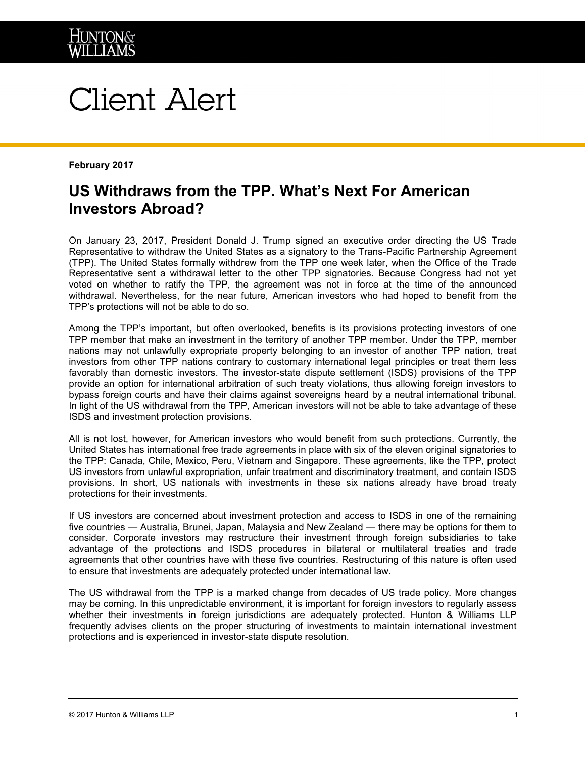# Client Alert

**February 2017**

## US Withdraws from the TPP. What's Next For American Investors Abroad?

On January 23, 2017, President Donald J. Trump signed an executive order directing the US Trade Representative to withdraw the United States as a signatory to the Trans-Pacific Partnership Agreement (TPP). The United States formally withdrew from the TPP one week later, when the Office of the Trade Representative sent a withdrawal letter to the other TPP signatories. Because Congress had not yet voted on whether to ratify the TPP, the agreement was not in force at the time of the announced withdrawal. Nevertheless, for the near future, American investors who had hoped to benefit from the TPP's protections will not be able to do so.

Among the TPP's important, but often overlooked, benefits is its provisions protecting investors of one TPP member that make an investment in the territory of another TPP member. Under the TPP, member nations may not unlawfully expropriate property belonging to an investor of another TPP nation, treat investors from other TPP nations contrary to customary international legal principles or treat them less favorably than domestic investors. The investor-state dispute settlement (ISDS) provisions of the TPP provide an option for international arbitration of such treaty violations, thus allowing foreign investors to bypass foreign courts and have their claims against sovereigns heard by a neutral international tribunal. In light of the US withdrawal from the TPP, American investors will not be able to take advantage of these ISDS and investment protection provisions.

All is not lost, however, for American investors who would benefit from such protections. Currently, the United States has international free trade agreements in place with six of the eleven original signatories to the TPP: Canada, Chile, Mexico, Peru, Vietnam and Singapore. These agreements, like the TPP, protect US investors from unlawful expropriation, unfair treatment and discriminatory treatment, and contain ISDS provisions. In short, US nationals with investments in these six nations already have broad treaty protections for their investments.

If US investors are concerned about investment protection and access to ISDS in one of the remaining five countries — Australia, Brunei, Japan, Malaysia and New Zealand — there may be options for them to consider. Corporate investors may restructure their investment through foreign subsidiaries to take advantage of the protections and ISDS procedures in bilateral or multilateral treaties and trade agreements that other countries have with these five countries. Restructuring of this nature is often used to ensure that investments are adequately protected under international law.

The US withdrawal from the TPP is a marked change from decades of US trade policy. More changes may be coming. In this unpredictable environment, it is important for foreign investors to regularly assess whether their investments in foreign jurisdictions are adequately protected. Hunton & Williams LLP frequently advises clients on the proper structuring of investments to maintain international investment protections and is experienced in investor-state dispute resolution.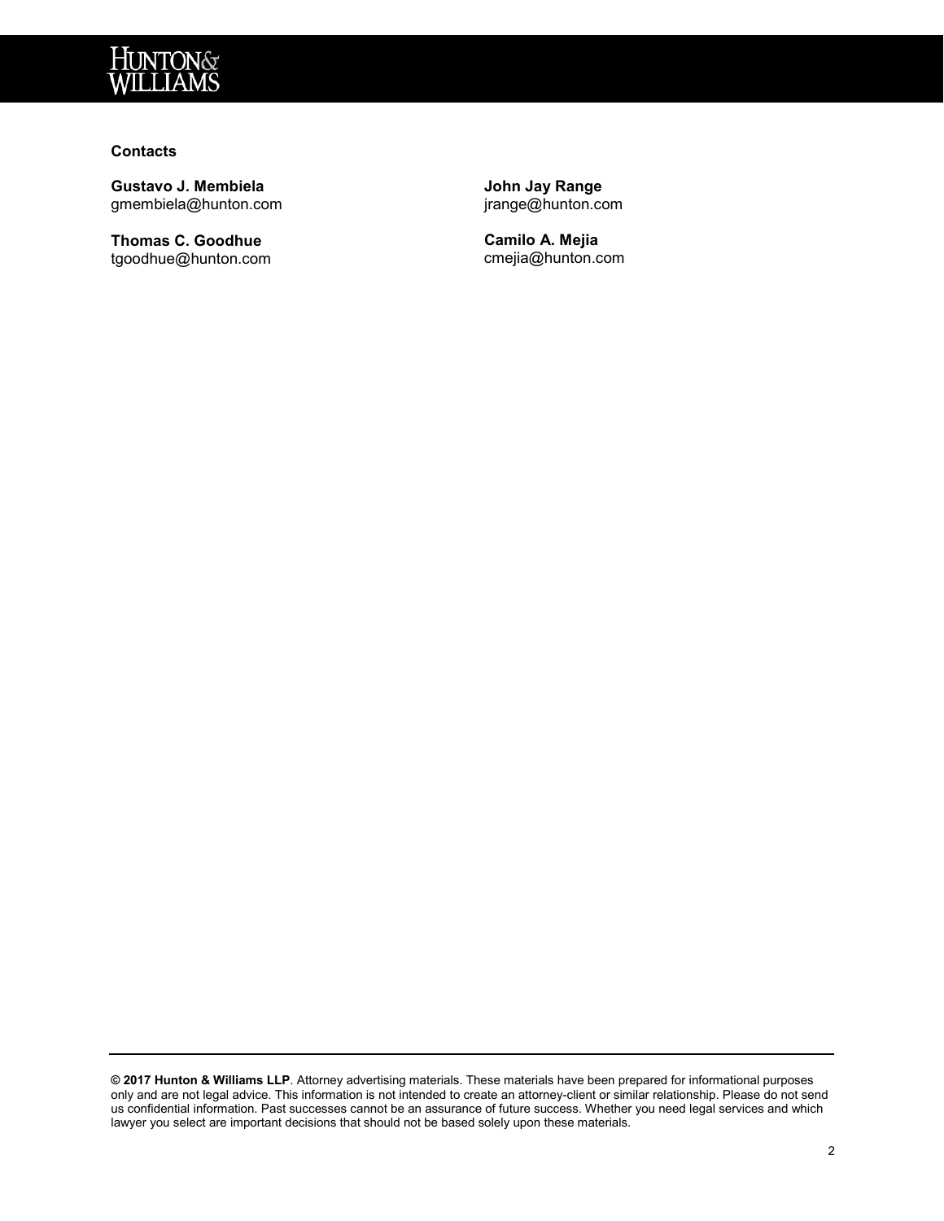**Contacts**

**Gustavo J. Membiela**
gmembiela@hunton.com

**Thomas C. Goodhue**
tgoodhue@hunton.com

**John Jay Range**
jrange@hunton.com

**Camilo A. Mejia**
cmejia@hunton.com

**© 2017 Hunton & Williams LLP**. Attorney advertising materials. These materials have been prepared for informational purposes only and are not legal advice. This information is not intended to create an attorney-client or similar relationship. Please do not send us confidential information. Past successes cannot be an assurance of future success. Whether you need legal services and which lawyer you select are important decisions that should not be based solely upon these materials.